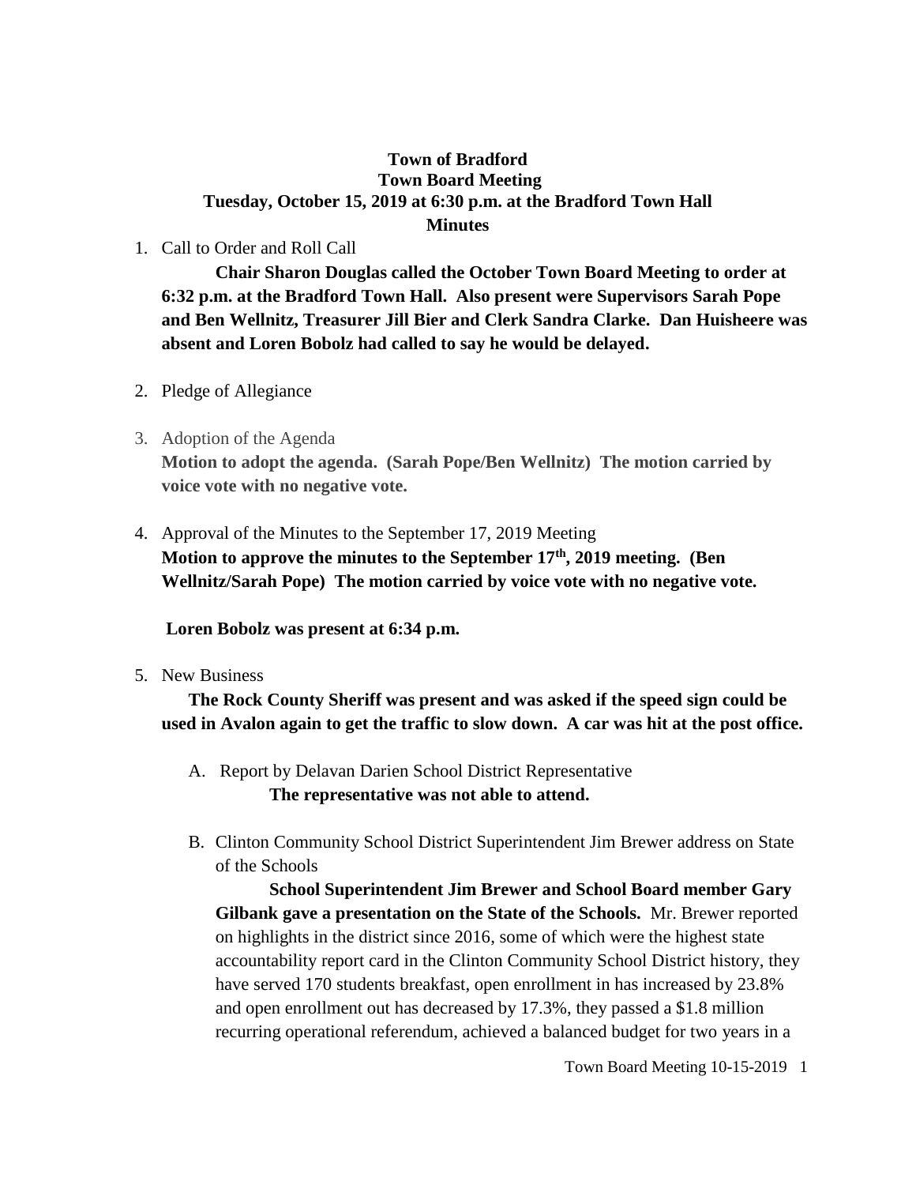**Town of Bradford**
**Town Board Meeting**
**Tuesday, October 15, 2019 at 6:30 p.m. at the Bradford Town Hall**
**Minutes**

1. Call to Order and Roll Call

   **Chair Sharon Douglas called the October Town Board Meeting to order at 6:32 p.m. at the Bradford Town Hall. Also present were Supervisors Sarah Pope and Ben Wellnitz, Treasurer Jill Bier and Clerk Sandra Clarke. Dan Huisheere was absent and Loren Bobolz had called to say he would be delayed.**

2. Pledge of Allegiance

3. Adoption of the Agenda

   **Motion to adopt the agenda. (Sarah Pope/Ben Wellnitz) The motion carried by voice vote with no negative vote.**

4. Approval of the Minutes to the September 17, 2019 Meeting

   **Motion to approve the minutes to the September 17th, 2019 meeting. (Ben Wellnitz/Sarah Pope) The motion carried by voice vote with no negative vote.**

   **Loren Bobolz was present at 6:34 p.m.**

5. New Business

   **The Rock County Sheriff was present and was asked if the speed sign could be used in Avalon again to get the traffic to slow down. A car was hit at the post office.**

   A. Report by Delavan Darien School District Representative

      **The representative was not able to attend.**

   B. Clinton Community School District Superintendent Jim Brewer address on State of the Schools

      **School Superintendent Jim Brewer and School Board member Gary Gilbank gave a presentation on the State of the Schools.** Mr. Brewer reported on highlights in the district since 2016, some of which were the highest state accountability report card in the Clinton Community School District history, they have served 170 students breakfast, open enrollment in has increased by 23.8% and open enrollment out has decreased by 17.3%, they passed a $1.8 million recurring operational referendum, achieved a balanced budget for two years in a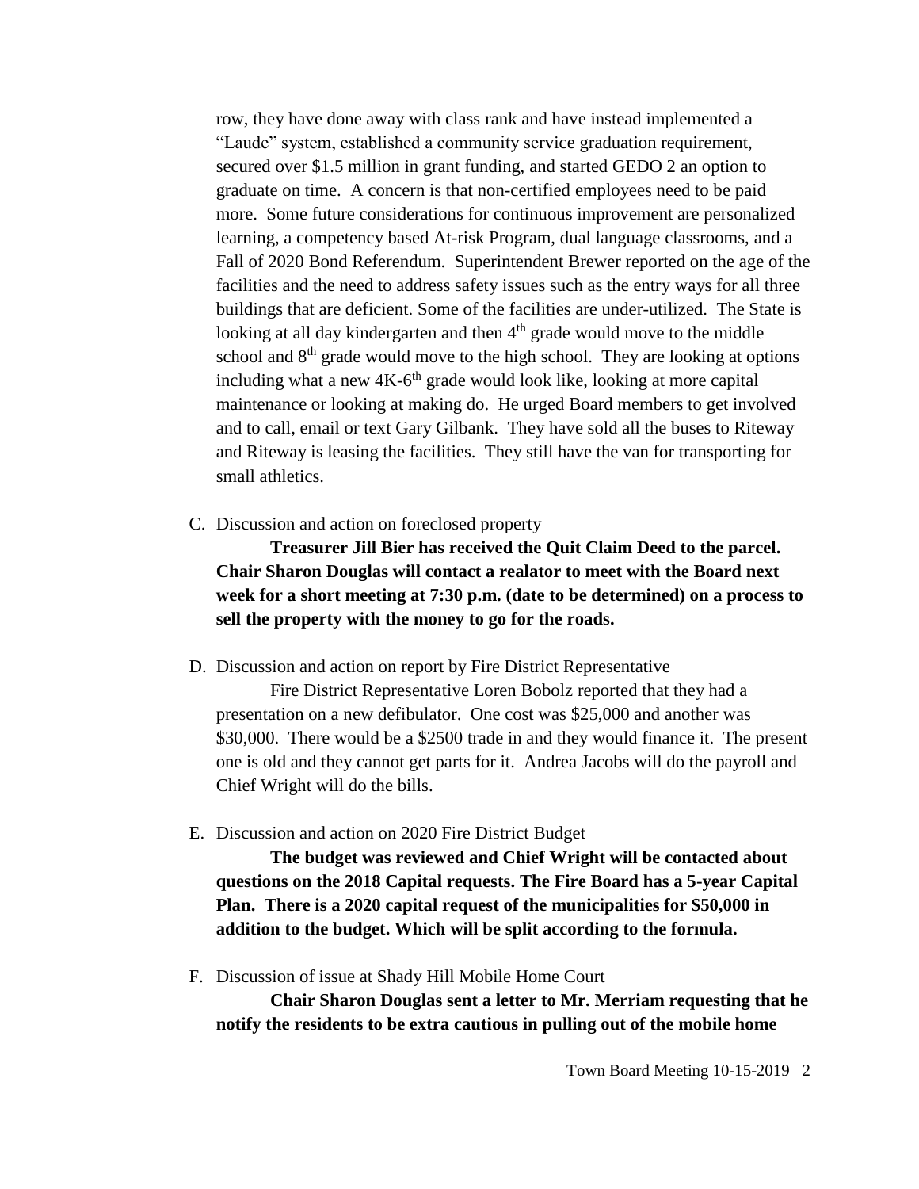row, they have done away with class rank and have instead implemented a "Laude" system, established a community service graduation requirement, secured over $1.5 million in grant funding, and started GEDO 2 an option to graduate on time. A concern is that non-certified employees need to be paid more. Some future considerations for continuous improvement are personalized learning, a competency based At-risk Program, dual language classrooms, and a Fall of 2020 Bond Referendum. Superintendent Brewer reported on the age of the facilities and the need to address safety issues such as the entry ways for all three buildings that are deficient. Some of the facilities are under-utilized. The State is looking at all day kindergarten and then 4th grade would move to the middle school and 8th grade would move to the high school. They are looking at options including what a new 4K-6th grade would look like, looking at more capital maintenance or looking at making do. He urged Board members to get involved and to call, email or text Gary Gilbank. They have sold all the buses to Riteway and Riteway is leasing the facilities. They still have the van for transporting for small athletics.

C. Discussion and action on foreclosed property

**Treasurer Jill Bier has received the Quit Claim Deed to the parcel. Chair Sharon Douglas will contact a realator to meet with the Board next week for a short meeting at 7:30 p.m. (date to be determined) on a process to sell the property with the money to go for the roads.**

D. Discussion and action on report by Fire District Representative

Fire District Representative Loren Bobolz reported that they had a presentation on a new defibulator. One cost was $25,000 and another was $30,000. There would be a $2500 trade in and they would finance it. The present one is old and they cannot get parts for it. Andrea Jacobs will do the payroll and Chief Wright will do the bills.

E. Discussion and action on 2020 Fire District Budget

**The budget was reviewed and Chief Wright will be contacted about questions on the 2018 Capital requests. The Fire Board has a 5-year Capital Plan. There is a 2020 capital request of the municipalities for $50,000 in addition to the budget. Which will be split according to the formula.**

F. Discussion of issue at Shady Hill Mobile Home Court

**Chair Sharon Douglas sent a letter to Mr. Merriam requesting that he notify the residents to be extra cautious in pulling out of the mobile home**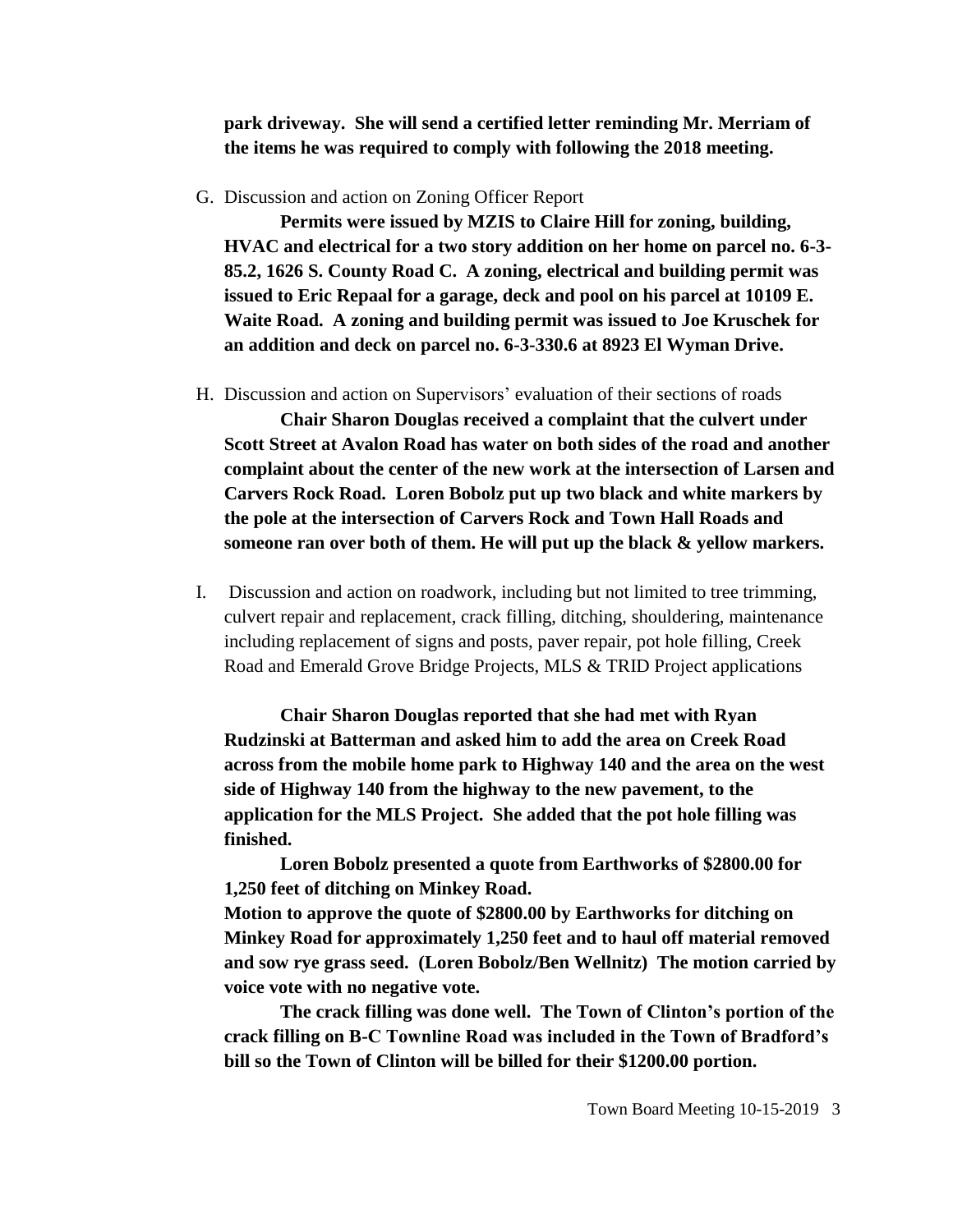**park driveway. She will send a certified letter reminding Mr. Merriam of the items he was required to comply with following the 2018 meeting.**

G. Discussion and action on Zoning Officer Report

**Permits were issued by MZIS to Claire Hill for zoning, building, HVAC and electrical for a two story addition on her home on parcel no. 6-3-85.2, 1626 S. County Road C. A zoning, electrical and building permit was issued to Eric Repaal for a garage, deck and pool on his parcel at 10109 E. Waite Road. A zoning and building permit was issued to Joe Kruschek for an addition and deck on parcel no. 6-3-330.6 at 8923 El Wyman Drive.**

H. Discussion and action on Supervisors' evaluation of their sections of roads

**Chair Sharon Douglas received a complaint that the culvert under Scott Street at Avalon Road has water on both sides of the road and another complaint about the center of the new work at the intersection of Larsen and Carvers Rock Road. Loren Bobolz put up two black and white markers by the pole at the intersection of Carvers Rock and Town Hall Roads and someone ran over both of them. He will put up the black & yellow markers.**

I. Discussion and action on roadwork, including but not limited to tree trimming, culvert repair and replacement, crack filling, ditching, shouldering, maintenance including replacement of signs and posts, paver repair, pot hole filling, Creek Road and Emerald Grove Bridge Projects, MLS & TRID Project applications

**Chair Sharon Douglas reported that she had met with Ryan Rudzinski at Batterman and asked him to add the area on Creek Road across from the mobile home park to Highway 140 and the area on the west side of Highway 140 from the highway to the new pavement, to the application for the MLS Project. She added that the pot hole filling was finished.**

**Loren Bobolz presented a quote from Earthworks of $2800.00 for 1,250 feet of ditching on Minkey Road.**

**Motion to approve the quote of $2800.00 by Earthworks for ditching on Minkey Road for approximately 1,250 feet and to haul off material removed and sow rye grass seed. (Loren Bobolz/Ben Wellnitz) The motion carried by voice vote with no negative vote.**

**The crack filling was done well. The Town of Clinton's portion of the crack filling on B-C Townline Road was included in the Town of Bradford's bill so the Town of Clinton will be billed for their $1200.00 portion.**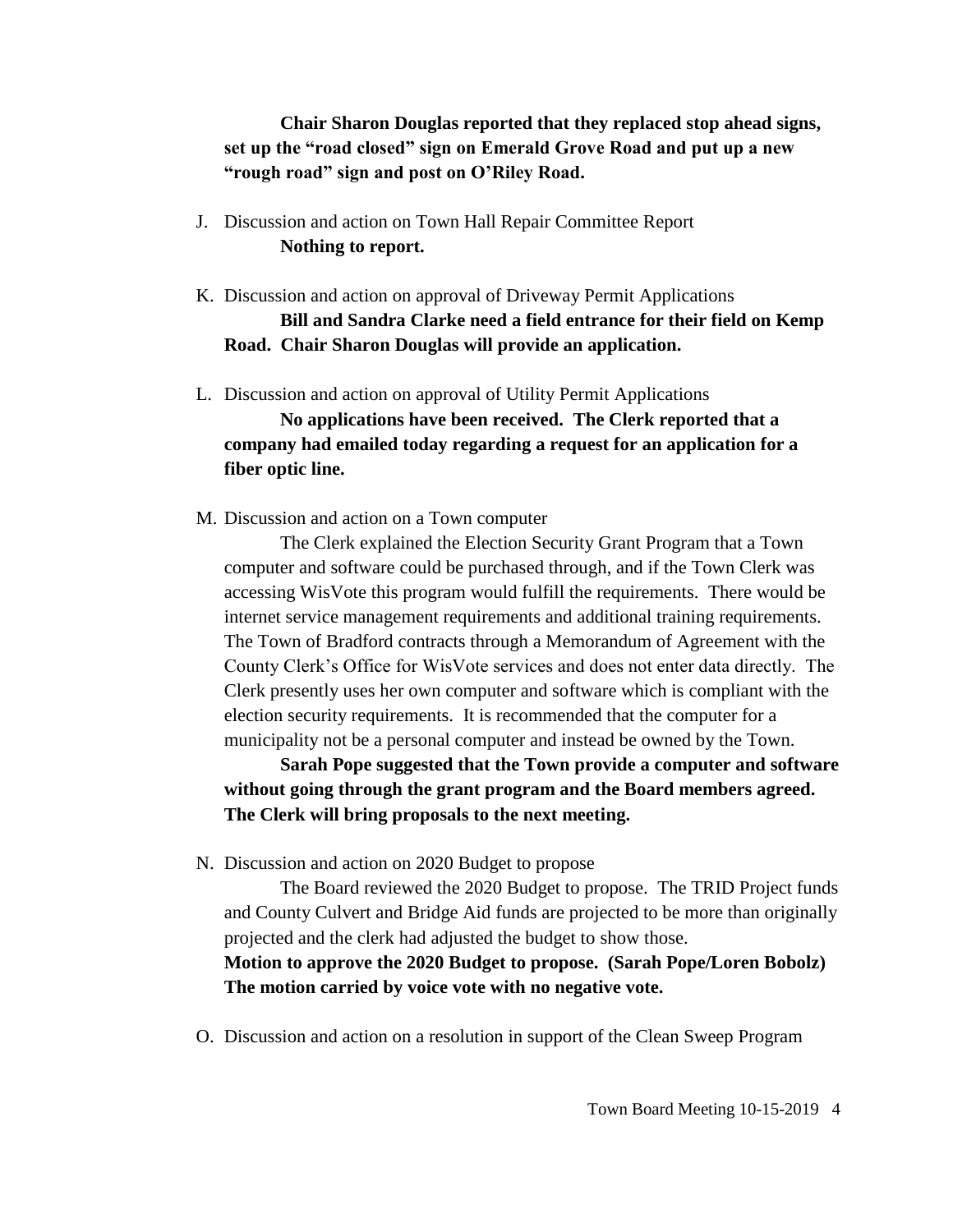**Chair Sharon Douglas reported that they replaced stop ahead signs, set up the "road closed" sign on Emerald Grove Road and put up a new "rough road" sign and post on O'Riley Road.**

J. Discussion and action on Town Hall Repair Committee Report

   **Nothing to report.**

K. Discussion and action on approval of Driveway Permit Applications

   **Bill and Sandra Clarke need a field entrance for their field on Kemp Road. Chair Sharon Douglas will provide an application.**

L. Discussion and action on approval of Utility Permit Applications

   **No applications have been received. The Clerk reported that a company had emailed today regarding a request for an application for a fiber optic line.**

M. Discussion and action on a Town computer

   The Clerk explained the Election Security Grant Program that a Town computer and software could be purchased through, and if the Town Clerk was accessing WisVote this program would fulfill the requirements. There would be internet service management requirements and additional training requirements. The Town of Bradford contracts through a Memorandum of Agreement with the County Clerk's Office for WisVote services and does not enter data directly. The Clerk presently uses her own computer and software which is compliant with the election security requirements. It is recommended that the computer for a municipality not be a personal computer and instead be owned by the Town.

   **Sarah Pope suggested that the Town provide a computer and software without going through the grant program and the Board members agreed. The Clerk will bring proposals to the next meeting.**

N. Discussion and action on 2020 Budget to propose

   The Board reviewed the 2020 Budget to propose. The TRID Project funds and County Culvert and Bridge Aid funds are projected to be more than originally projected and the clerk had adjusted the budget to show those.

   **Motion to approve the 2020 Budget to propose. (Sarah Pope/Loren Bobolz) The motion carried by voice vote with no negative vote.**

O. Discussion and action on a resolution in support of the Clean Sweep Program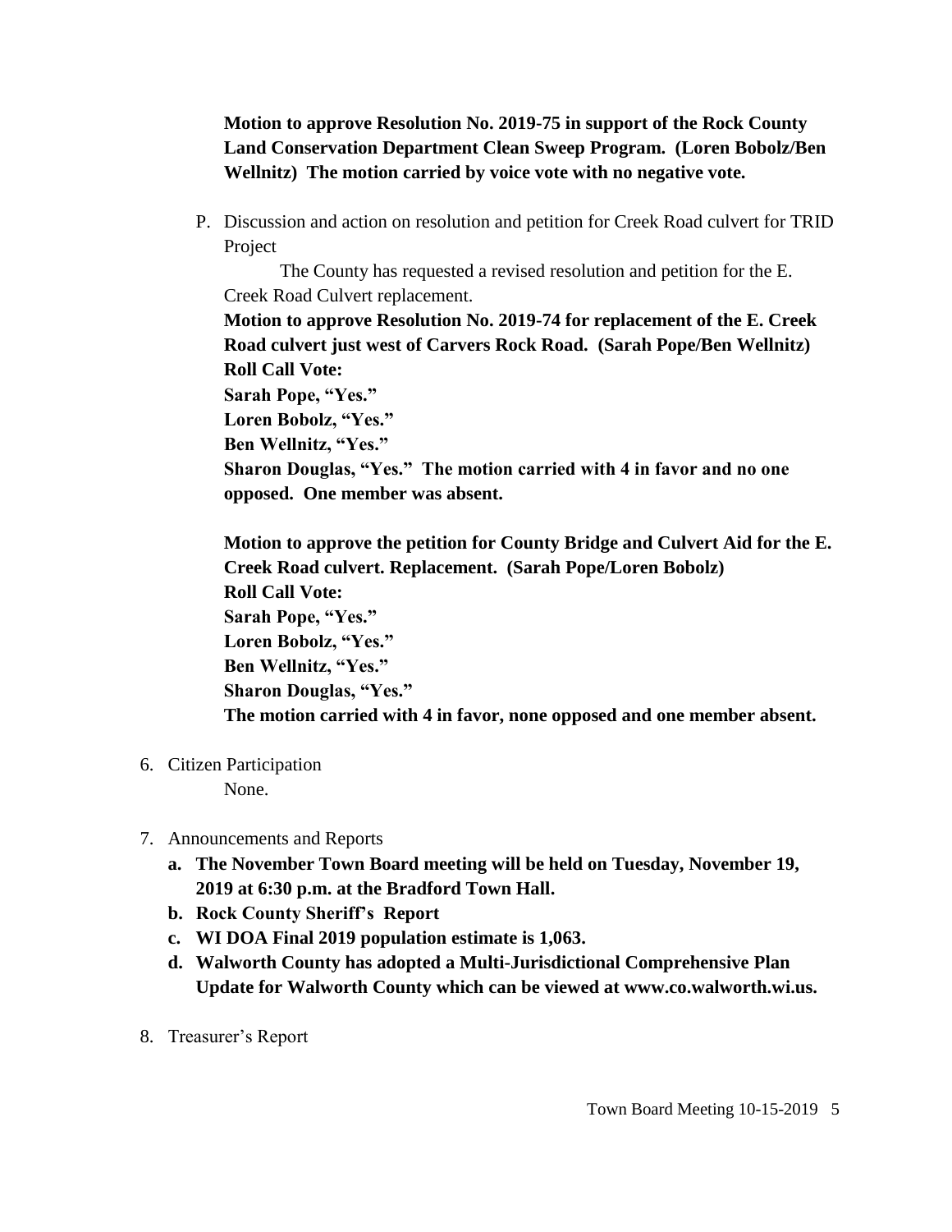**Motion to approve Resolution No. 2019-75 in support of the Rock County Land Conservation Department Clean Sweep Program. (Loren Bobolz/Ben Wellnitz) The motion carried by voice vote with no negative vote.**

P. Discussion and action on resolution and petition for Creek Road culvert for TRID Project

The County has requested a revised resolution and petition for the E. Creek Road Culvert replacement.

**Motion to approve Resolution No. 2019-74 for replacement of the E. Creek Road culvert just west of Carvers Rock Road. (Sarah Pope/Ben Wellnitz)**
**Roll Call Vote:**
**Sarah Pope, "Yes."**
**Loren Bobolz, "Yes."**
**Ben Wellnitz, "Yes."**
**Sharon Douglas, "Yes." The motion carried with 4 in favor and no one opposed. One member was absent.**

**Motion to approve the petition for County Bridge and Culvert Aid for the E. Creek Road culvert. Replacement. (Sarah Pope/Loren Bobolz)**
**Roll Call Vote:**
**Sarah Pope, "Yes."**
**Loren Bobolz, "Yes."**
**Ben Wellnitz, "Yes."**
**Sharon Douglas, "Yes."**
**The motion carried with 4 in favor, none opposed and one member absent.**

6. Citizen Participation

   None.

7. Announcements and Reports
   a. **The November Town Board meeting will be held on Tuesday, November 19, 2019 at 6:30 p.m. at the Bradford Town Hall.**
   b. **Rock County Sheriff's Report**
   c. **WI DOA Final 2019 population estimate is 1,063.**
   d. **Walworth County has adopted a Multi-Jurisdictional Comprehensive Plan Update for Walworth County which can be viewed at www.co.walworth.wi.us.**

8. Treasurer's Report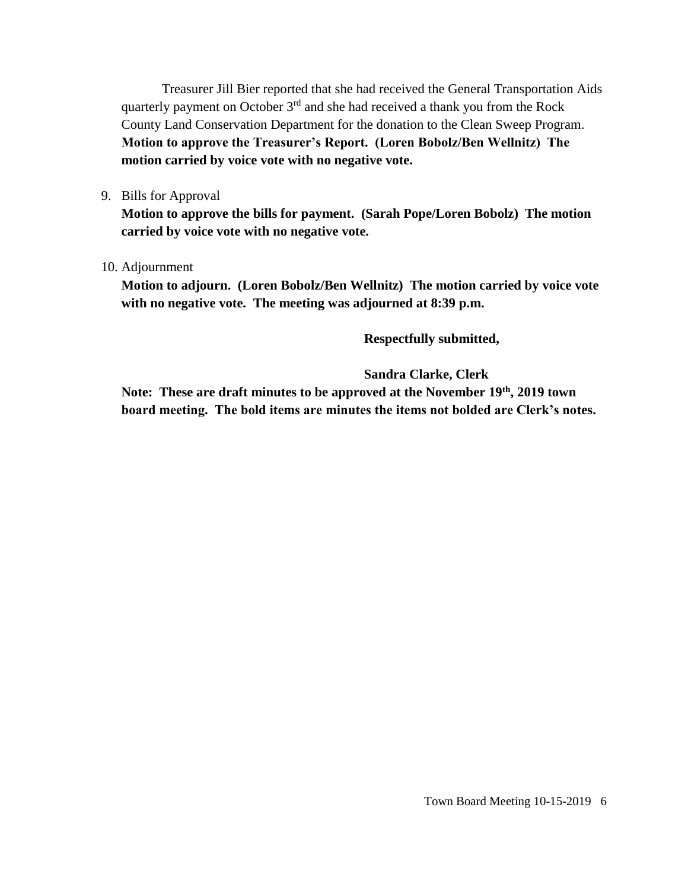Treasurer Jill Bier reported that she had received the General Transportation Aids quarterly payment on October 3rd and she had received a thank you from the Rock County Land Conservation Department for the donation to the Clean Sweep Program.
**Motion to approve the Treasurer's Report. (Loren Bobolz/Ben Wellnitz) The motion carried by voice vote with no negative vote.**

9. Bills for Approval

   **Motion to approve the bills for payment. (Sarah Pope/Loren Bobolz) The motion carried by voice vote with no negative vote.**

10. Adjournment

    **Motion to adjourn. (Loren Bobolz/Ben Wellnitz) The motion carried by voice vote with no negative vote. The meeting was adjourned at 8:39 p.m.**

**Respectfully submitted,**

**Sandra Clarke, Clerk**

**Note: These are draft minutes to be approved at the November 19th, 2019 town board meeting. The bold items are minutes the items not bolded are Clerk's notes.**